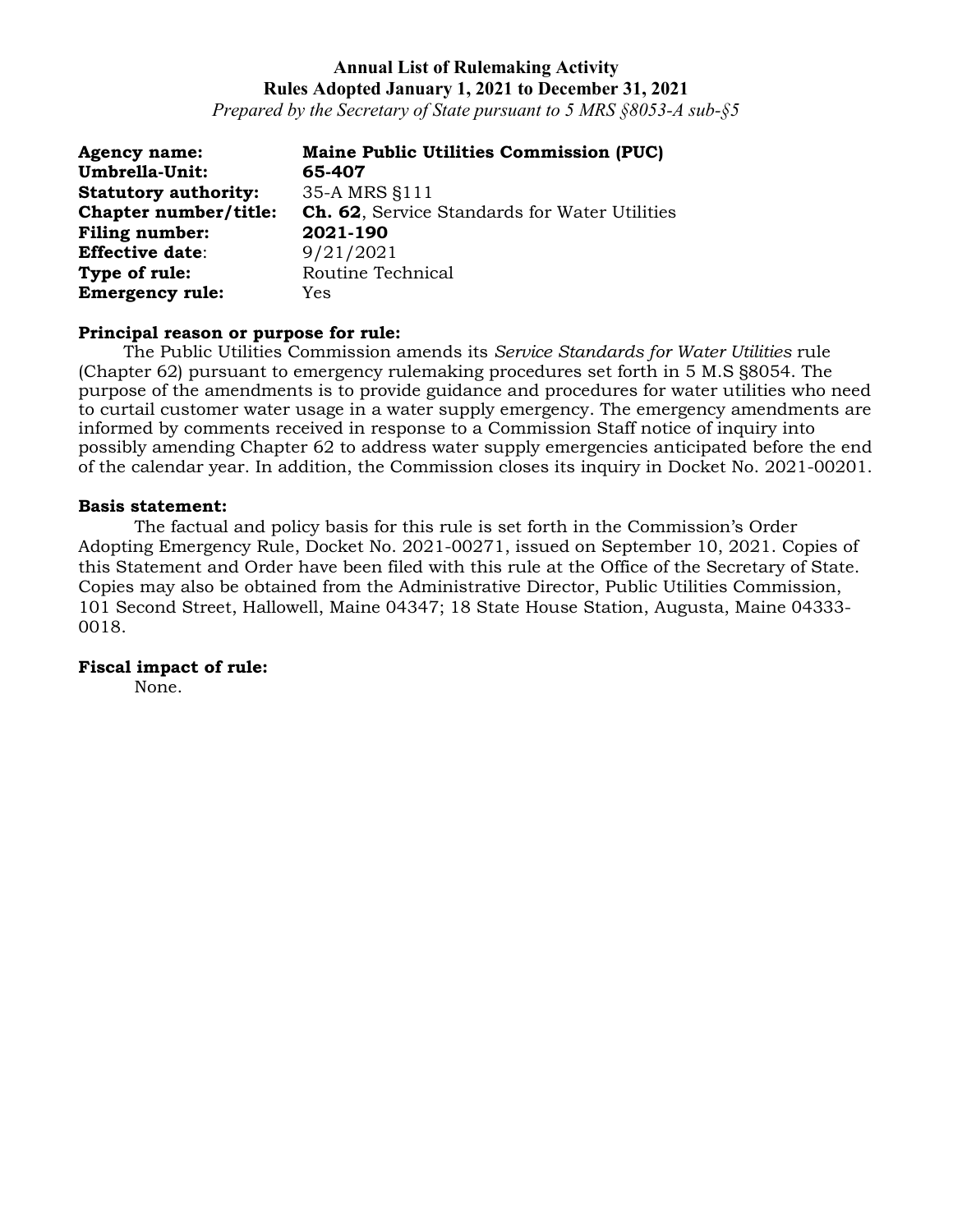**Annual List of Rulemaking Activity**
**Rules Adopted January 1, 2021 to December 31, 2021**
*Prepared by the Secretary of State pursuant to 5 MRS §8053-A sub-§5*

**Agency name:** **Maine Public Utilities Commission (PUC)**
**Umbrella-Unit:** **65-407**
**Statutory authority:** 35-A MRS §111
**Chapter number/title:** **Ch. 62**, Service Standards for Water Utilities
**Filing number:** **2021-190**
**Effective date**: 9/21/2021
**Type of rule:** Routine Technical
**Emergency rule:** Yes

**Principal reason or purpose for rule:**

The Public Utilities Commission amends its *Service Standards for Water Utilities* rule (Chapter 62) pursuant to emergency rulemaking procedures set forth in 5 M.S §8054. The purpose of the amendments is to provide guidance and procedures for water utilities who need to curtail customer water usage in a water supply emergency. The emergency amendments are informed by comments received in response to a Commission Staff notice of inquiry into possibly amending Chapter 62 to address water supply emergencies anticipated before the end of the calendar year. In addition, the Commission closes its inquiry in Docket No. 2021-00201.

**Basis statement:**

The factual and policy basis for this rule is set forth in the Commission's Order Adopting Emergency Rule, Docket No. 2021-00271, issued on September 10, 2021. Copies of this Statement and Order have been filed with this rule at the Office of the Secretary of State. Copies may also be obtained from the Administrative Director, Public Utilities Commission, 101 Second Street, Hallowell, Maine 04347; 18 State House Station, Augusta, Maine 04333-0018.

**Fiscal impact of rule:**

None.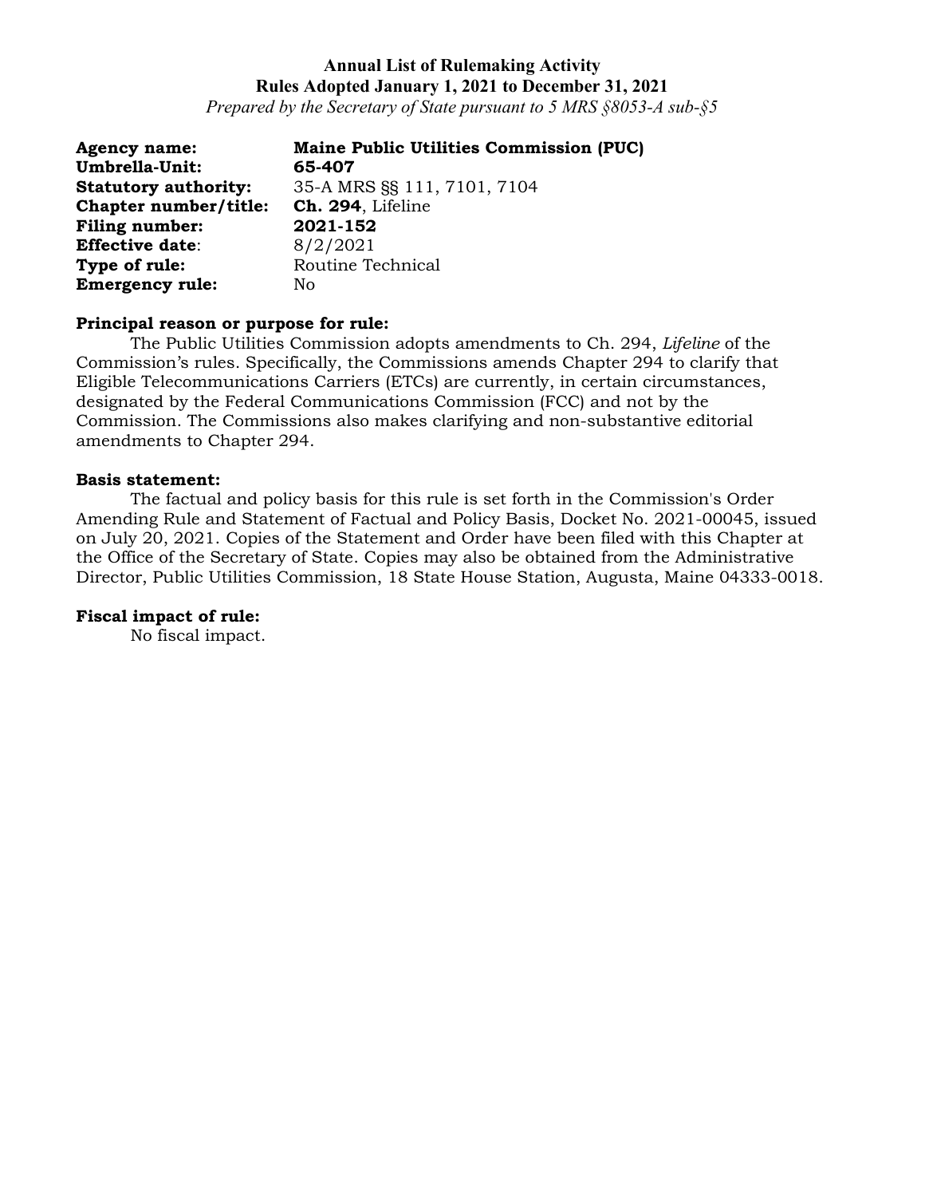**Annual List of Rulemaking Activity**
**Rules Adopted January 1, 2021 to December 31, 2021**
*Prepared by the Secretary of State pursuant to 5 MRS §8053-A sub-§5*

**Agency name:** **Maine Public Utilities Commission (PUC)**
**Umbrella-Unit:** **65-407**
**Statutory authority:** 35-A MRS §§ 111, 7101, 7104
**Chapter number/title:** **Ch. 294**, Lifeline
**Filing number:** **2021-152**
**Effective date**: 8/2/2021
**Type of rule:** Routine Technical
**Emergency rule:** No

**Principal reason or purpose for rule:**

The Public Utilities Commission adopts amendments to Ch. 294, *Lifeline* of the Commission's rules. Specifically, the Commissions amends Chapter 294 to clarify that Eligible Telecommunications Carriers (ETCs) are currently, in certain circumstances, designated by the Federal Communications Commission (FCC) and not by the Commission. The Commissions also makes clarifying and non-substantive editorial amendments to Chapter 294.

**Basis statement:**

The factual and policy basis for this rule is set forth in the Commission's Order Amending Rule and Statement of Factual and Policy Basis, Docket No. 2021-00045, issued on July 20, 2021. Copies of the Statement and Order have been filed with this Chapter at the Office of the Secretary of State. Copies may also be obtained from the Administrative Director, Public Utilities Commission, 18 State House Station, Augusta, Maine 04333-0018.

**Fiscal impact of rule:**

No fiscal impact.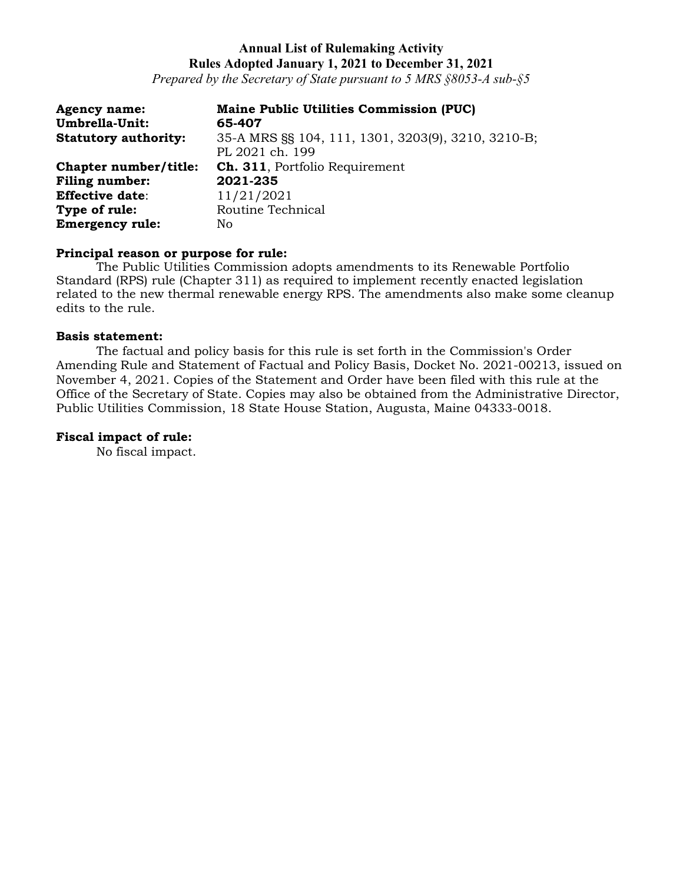**Annual List of Rulemaking Activity**
**Rules Adopted January 1, 2021 to December 31, 2021**
*Prepared by the Secretary of State pursuant to 5 MRS §8053-A sub-§5*

**Agency name:** **Maine Public Utilities Commission (PUC)**
**Umbrella-Unit:** **65-407**
**Statutory authority:** 35-A MRS §§ 104, 111, 1301, 3203(9), 3210, 3210-B; PL 2021 ch. 199
**Chapter number/title:** **Ch. 311**, Portfolio Requirement
**Filing number:** **2021-235**
**Effective date**: 11/21/2021
**Type of rule:** Routine Technical
**Emergency rule:** No

**Principal reason or purpose for rule:**
The Public Utilities Commission adopts amendments to its Renewable Portfolio Standard (RPS) rule (Chapter 311) as required to implement recently enacted legislation related to the new thermal renewable energy RPS. The amendments also make some cleanup edits to the rule.

**Basis statement:**
The factual and policy basis for this rule is set forth in the Commission's Order Amending Rule and Statement of Factual and Policy Basis, Docket No. 2021-00213, issued on November 4, 2021. Copies of the Statement and Order have been filed with this rule at the Office of the Secretary of State. Copies may also be obtained from the Administrative Director, Public Utilities Commission, 18 State House Station, Augusta, Maine 04333-0018.

**Fiscal impact of rule:**
No fiscal impact.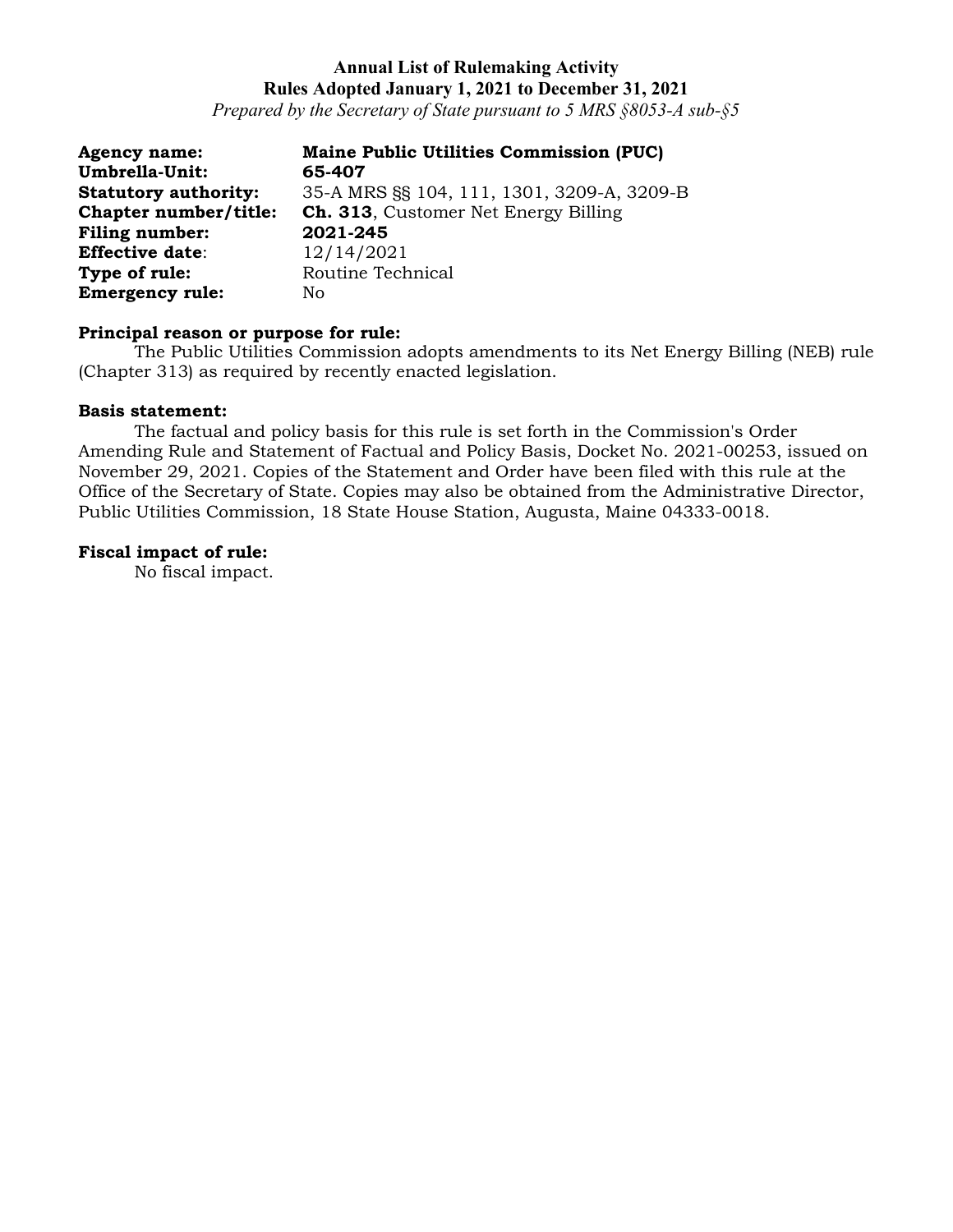**Annual List of Rulemaking Activity**
**Rules Adopted January 1, 2021 to December 31, 2021**
*Prepared by the Secretary of State pursuant to 5 MRS §8053-A sub-§5*

**Agency name:** **Maine Public Utilities Commission (PUC)**
**Umbrella-Unit:** **65-407**
**Statutory authority:** 35-A MRS §§ 104, 111, 1301, 3209-A, 3209-B
**Chapter number/title:** **Ch. 313**, Customer Net Energy Billing
**Filing number:** **2021-245**
**Effective date**: 12/14/2021
**Type of rule:** Routine Technical
**Emergency rule:** No

**Principal reason or purpose for rule:**
The Public Utilities Commission adopts amendments to its Net Energy Billing (NEB) rule (Chapter 313) as required by recently enacted legislation.

**Basis statement:**
The factual and policy basis for this rule is set forth in the Commission's Order Amending Rule and Statement of Factual and Policy Basis, Docket No. 2021-00253, issued on November 29, 2021. Copies of the Statement and Order have been filed with this rule at the Office of the Secretary of State. Copies may also be obtained from the Administrative Director, Public Utilities Commission, 18 State House Station, Augusta, Maine 04333-0018.

**Fiscal impact of rule:**
No fiscal impact.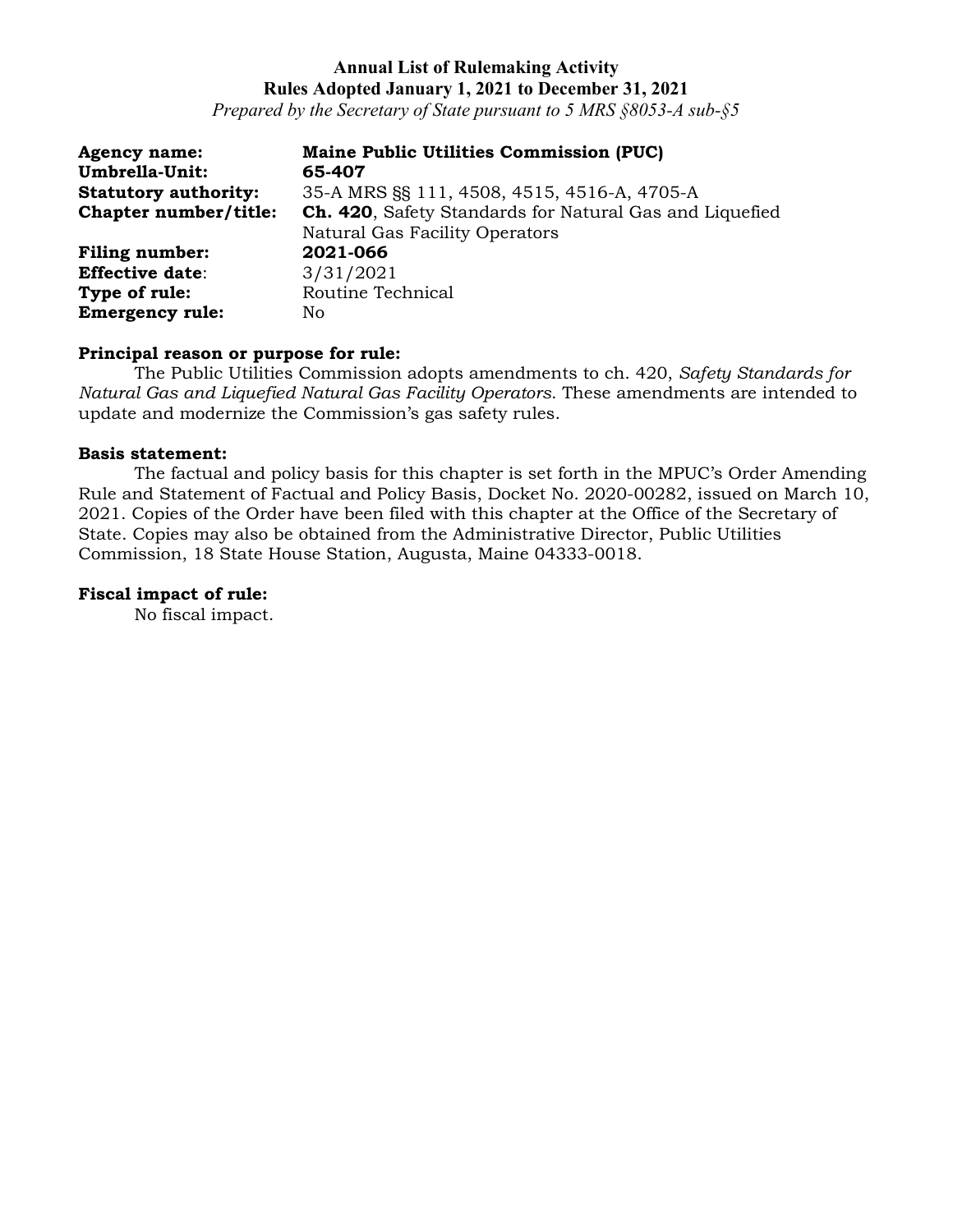**Annual List of Rulemaking Activity**
**Rules Adopted January 1, 2021 to December 31, 2021**
*Prepared by the Secretary of State pursuant to 5 MRS §8053-A sub-§5*

**Agency name:** **Maine Public Utilities Commission (PUC)**
**Umbrella-Unit:** **65-407**
**Statutory authority:** 35-A MRS §§ 111, 4508, 4515, 4516-A, 4705-A
**Chapter number/title:** **Ch. 420**, Safety Standards for Natural Gas and Liquefied Natural Gas Facility Operators
**Filing number:** **2021-066**
**Effective date**: 3/31/2021
**Type of rule:** Routine Technical
**Emergency rule:** No

**Principal reason or purpose for rule:**
The Public Utilities Commission adopts amendments to ch. 420, *Safety Standards for Natural Gas and Liquefied Natural Gas Facility Operators*. These amendments are intended to update and modernize the Commission's gas safety rules.

**Basis statement:**
The factual and policy basis for this chapter is set forth in the MPUC's Order Amending Rule and Statement of Factual and Policy Basis, Docket No. 2020-00282, issued on March 10, 2021. Copies of the Order have been filed with this chapter at the Office of the Secretary of State. Copies may also be obtained from the Administrative Director, Public Utilities Commission, 18 State House Station, Augusta, Maine 04333-0018.

**Fiscal impact of rule:**
No fiscal impact.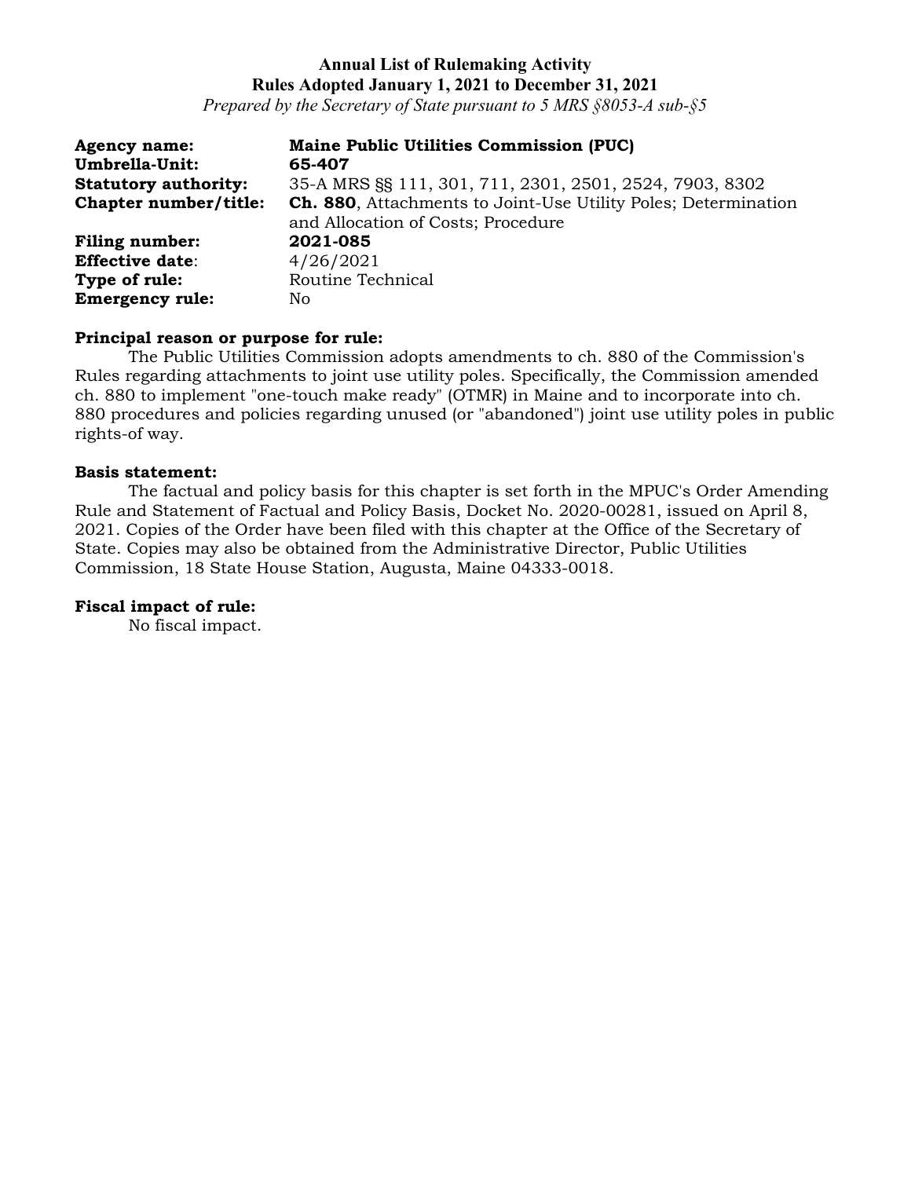**Annual List of Rulemaking Activity**
**Rules Adopted January 1, 2021 to December 31, 2021**
*Prepared by the Secretary of State pursuant to 5 MRS §8053-A sub-§5*

**Agency name:** **Maine Public Utilities Commission (PUC)**
**Umbrella-Unit:** **65-407**
**Statutory authority:** 35-A MRS §§ 111, 301, 711, 2301, 2501, 2524, 7903, 8302
**Chapter number/title:** **Ch. 880**, Attachments to Joint-Use Utility Poles; Determination and Allocation of Costs; Procedure
**Filing number:** **2021-085**
**Effective date**: 4/26/2021
**Type of rule:** Routine Technical
**Emergency rule:** No

**Principal reason or purpose for rule:**
The Public Utilities Commission adopts amendments to ch. 880 of the Commission's Rules regarding attachments to joint use utility poles. Specifically, the Commission amended ch. 880 to implement "one-touch make ready" (OTMR) in Maine and to incorporate into ch. 880 procedures and policies regarding unused (or "abandoned") joint use utility poles in public rights-of way.

**Basis statement:**
The factual and policy basis for this chapter is set forth in the MPUC's Order Amending Rule and Statement of Factual and Policy Basis, Docket No. 2020-00281, issued on April 8, 2021. Copies of the Order have been filed with this chapter at the Office of the Secretary of State. Copies may also be obtained from the Administrative Director, Public Utilities Commission, 18 State House Station, Augusta, Maine 04333-0018.

**Fiscal impact of rule:**
No fiscal impact.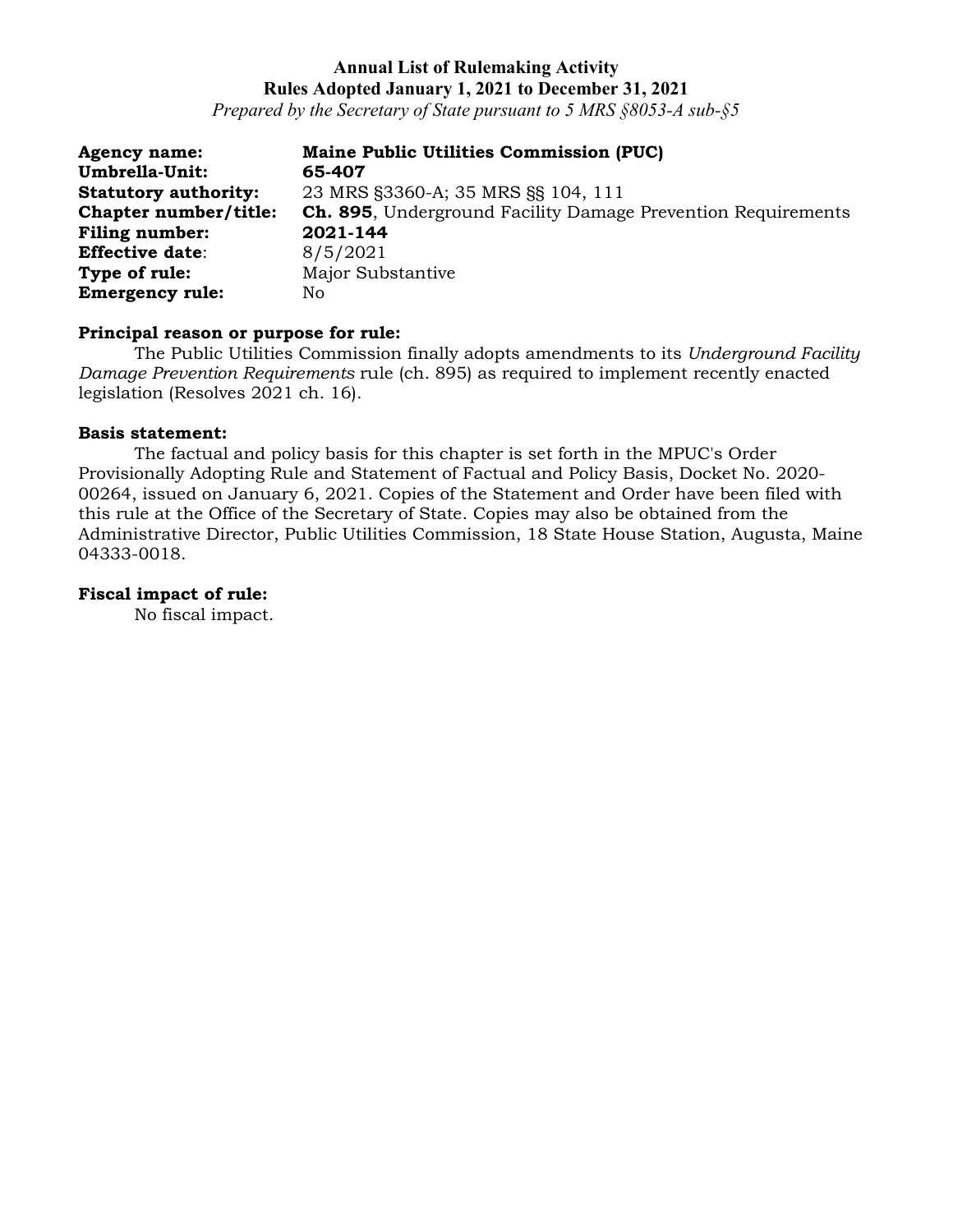**Annual List of Rulemaking Activity**
**Rules Adopted January 1, 2021 to December 31, 2021**
*Prepared by the Secretary of State pursuant to 5 MRS §8053-A sub-§5*

**Agency name:** **Maine Public Utilities Commission (PUC)**
**Umbrella-Unit:** **65-407**
**Statutory authority:** 23 MRS §3360-A; 35 MRS §§ 104, 111
**Chapter number/title:** **Ch. 895**, Underground Facility Damage Prevention Requirements
**Filing number:** **2021-144**
**Effective date**: 8/5/2021
**Type of rule:** Major Substantive
**Emergency rule:** No

**Principal reason or purpose for rule:**
The Public Utilities Commission finally adopts amendments to its *Underground Facility Damage Prevention Requirements* rule (ch. 895) as required to implement recently enacted legislation (Resolves 2021 ch. 16).

**Basis statement:**
The factual and policy basis for this chapter is set forth in the MPUC's Order Provisionally Adopting Rule and Statement of Factual and Policy Basis, Docket No. 2020-00264, issued on January 6, 2021. Copies of the Statement and Order have been filed with this rule at the Office of the Secretary of State. Copies may also be obtained from the Administrative Director, Public Utilities Commission, 18 State House Station, Augusta, Maine 04333-0018.

**Fiscal impact of rule:**
No fiscal impact.